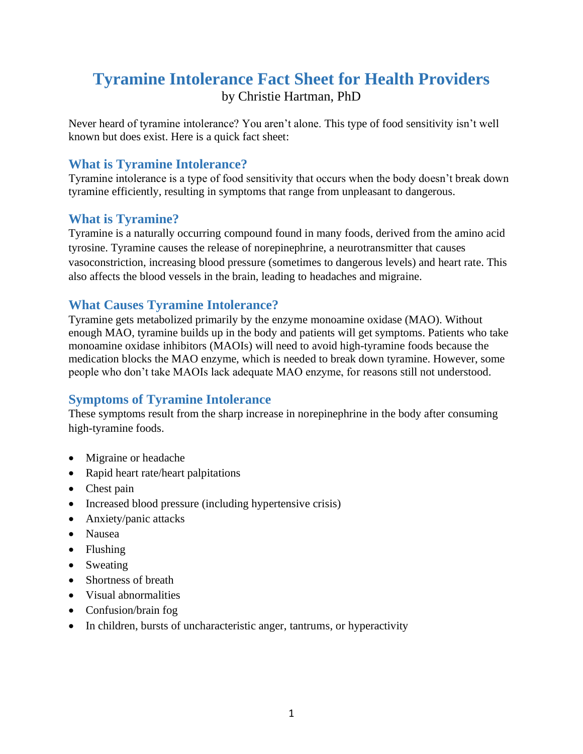# Tyramine Intolerance Fact Sheet for Health Providers

by Christie Hartman, PhD

Never heard of tyramine intolerance? You aren't alone. This type of food sensitivity isn't well known but does exist. Here is a quick fact sheet:

## What is Tyramine Intolerance?

Tyramine intolerance is a type of food sensitivity that occurs when the body doesn't break down tyramine efficiently, resulting in symptoms that range from unpleasant to dangerous.

## What is Tyramine?

Tyramine is a naturally occurring compound found in many foods, derived from the amino acid tyrosine. Tyramine causes the release of norepinephrine, a neurotransmitter that causes vasoconstriction, increasing blood pressure (sometimes to dangerous levels) and heart rate. This also affects the blood vessels in the brain, leading to headaches and migraine.

## What Causes Tyramine Intolerance?

Tyramine gets metabolized primarily by the enzyme monoamine oxidase (MAO). Without enough MAO, tyramine builds up in the body and patients will get symptoms. Patients who take monoamine oxidase inhibitors (MAOIs) will need to avoid high-tyramine foods because the medication blocks the MAO enzyme, which is needed to break down tyramine. However, some people who don't take MAOIs lack adequate MAO enzyme, for reasons still not understood.

## Symptoms of Tyramine Intolerance

These symptoms result from the sharp increase in norepinephrine in the body after consuming high-tyramine foods.

- Migraine or headache
- Rapid heart rate/heart palpitations
- Chest pain
- Increased blood pressure (including hypertensive crisis)
- Anxiety/panic attacks
- Nausea
- Flushing
- Sweating
- Shortness of breath
- Visual abnormalities
- Confusion/brain fog
- In children, bursts of uncharacteristic anger, tantrums, or hyperactivity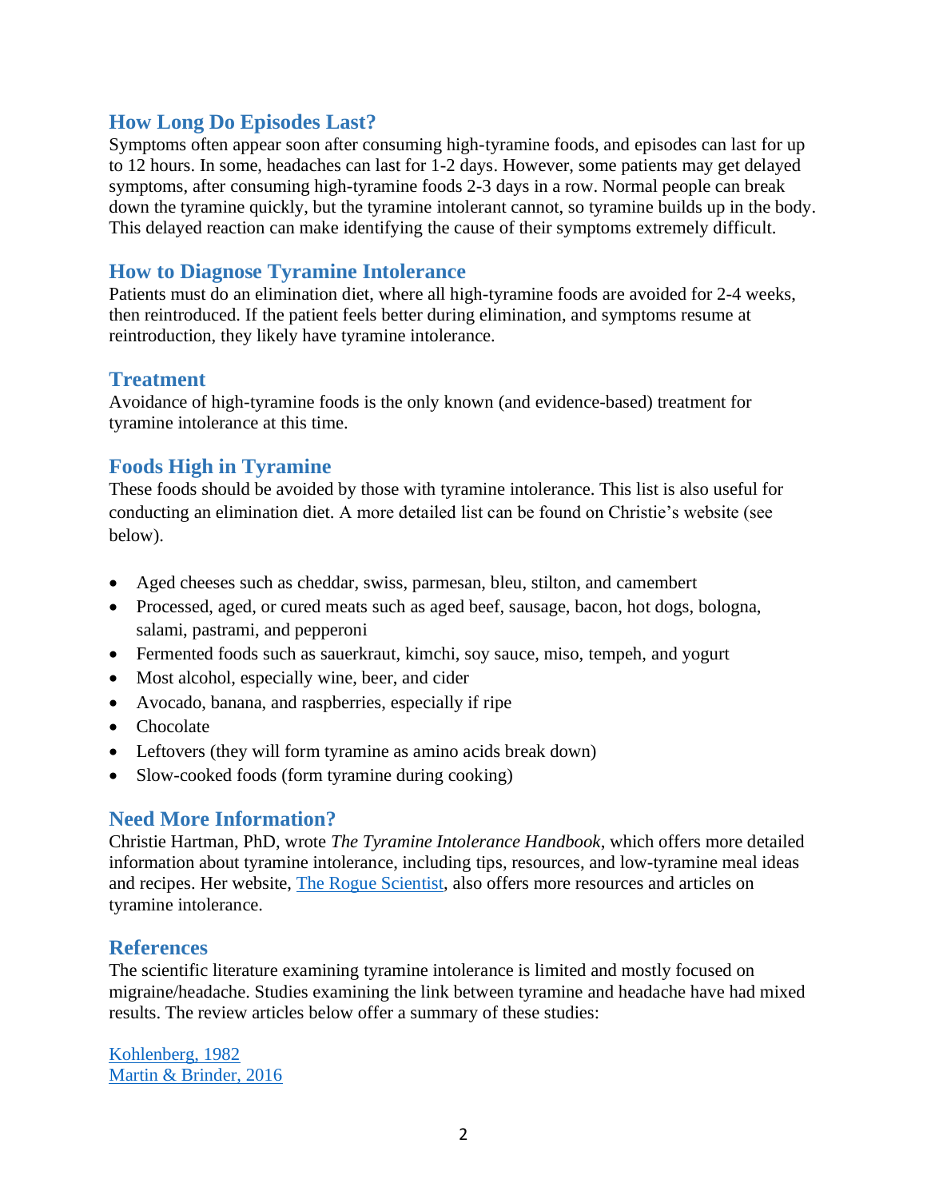## How Long Do Episodes Last?

Symptoms often appear soon after consuming high-tyramine foods, and episodes can last for up to 12 hours. In some, headaches can last for 1-2 days. However, some patients may get delayed symptoms, after consuming high-tyramine foods 2-3 days in a row. Normal people can break down the tyramine quickly, but the tyramine intolerant cannot, so tyramine builds up in the body. This delayed reaction can make identifying the cause of their symptoms extremely difficult.

## How to Diagnose Tyramine Intolerance

Patients must do an elimination diet, where all high-tyramine foods are avoided for 2-4 weeks, then reintroduced. If the patient feels better during elimination, and symptoms resume at reintroduction, they likely have tyramine intolerance.

## Treatment

Avoidance of high-tyramine foods is the only known (and evidence-based) treatment for tyramine intolerance at this time.

## Foods High in Tyramine

These foods should be avoided by those with tyramine intolerance. This list is also useful for conducting an elimination diet. A more detailed list can be found on Christie's website (see below).

- Aged cheeses such as cheddar, swiss, parmesan, bleu, stilton, and camembert
- Processed, aged, or cured meats such as aged beef, sausage, bacon, hot dogs, bologna, salami, pastrami, and pepperoni
- Fermented foods such as sauerkraut, kimchi, soy sauce, miso, tempeh, and yogurt
- Most alcohol, especially wine, beer, and cider
- Avocado, banana, and raspberries, especially if ripe
- Chocolate
- Leftovers (they will form tyramine as amino acids break down)
- Slow-cooked foods (form tyramine during cooking)

## Need More Information?

Christie Hartman, PhD, wrote *The Tyramine Intolerance Handbook*, which offers more detailed information about tyramine intolerance, including tips, resources, and low-tyramine meal ideas and recipes. Her website, The Rogue Scientist, also offers more resources and articles on tyramine intolerance.

## References

The scientific literature examining tyramine intolerance is limited and mostly focused on migraine/headache. Studies examining the link between tyramine and headache have had mixed results. The review articles below offer a summary of these studies:

Kohlenberg, 1982
Martin & Brinder, 2016